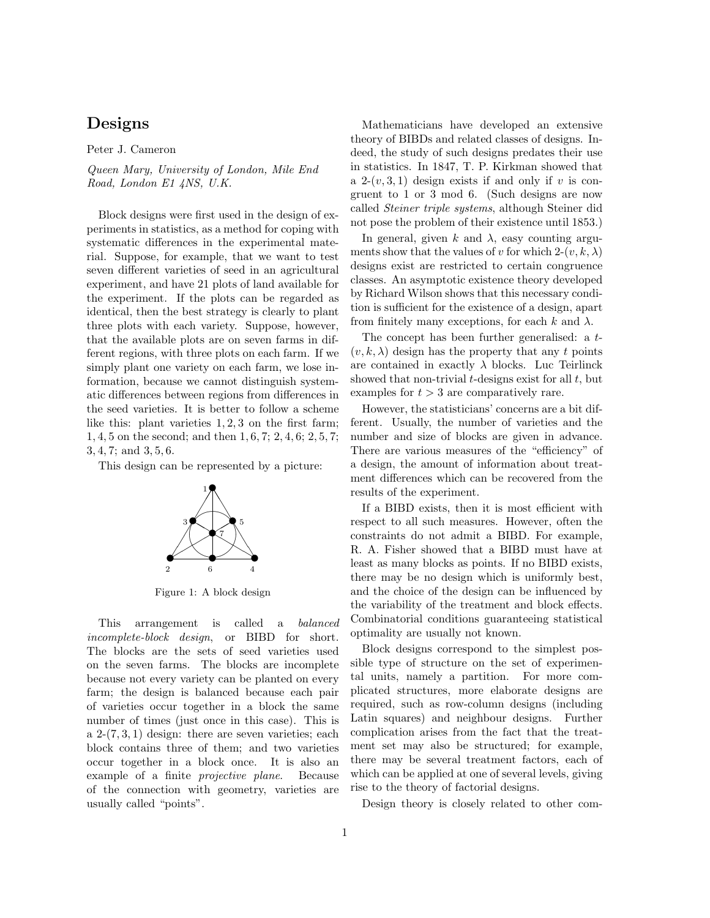# Designs

Peter J. Cameron

*Queen Mary, University of London, Mile End Road, London E1 4NS, U.K.*

Block designs were first used in the design of experiments in statistics, as a method for coping with systematic differences in the experimental material. Suppose, for example, that we want to test seven different varieties of seed in an agricultural experiment, and have 21 plots of land available for the experiment. If the plots can be regarded as identical, then the best strategy is clearly to plant three plots with each variety. Suppose, however, that the available plots are on seven farms in different regions, with three plots on each farm. If we simply plant one variety on each farm, we lose information, because we cannot distinguish systematic differences between regions from differences in the seed varieties. It is better to follow a scheme like this: plant varieties $1, 2, 3$ on the first farm; $1, 4, 5$ on the second; and then $1, 6, 7$; $2, 4, 6$; $2, 5, 7$; $3, 4, 7$; and $3, 5, 6$.

This design can be represented by a picture:

Figure 1: A block design

This arrangement is called a *balanced incomplete-block design*, or BIBD for short. The blocks are the sets of seed varieties used on the seven farms. The blocks are incomplete because not every variety can be planted on every farm; the design is balanced because each pair of varieties occur together in a block the same number of times (just once in this case). This is a $2$-$(7, 3, 1)$ design: there are seven varieties; each block contains three of them; and two varieties occur together in a block once. It is also an example of a finite *projective plane*. Because of the connection with geometry, varieties are usually called "points".

Mathematicians have developed an extensive theory of BIBDs and related classes of designs. Indeed, the study of such designs predates their use in statistics. In 1847, T. P. Kirkman showed that a $2$-$(v, 3, 1)$ design exists if and only if $v$ is congruent to 1 or 3 mod 6. (Such designs are now called *Steiner triple systems*, although Steiner did not pose the problem of their existence until 1853.)

In general, given $k$ and $\lambda$, easy counting arguments show that the values of $v$ for which $2$-$(v, k, \lambda)$ designs exist are restricted to certain congruence classes. An asymptotic existence theory developed by Richard Wilson shows that this necessary condition is sufficient for the existence of a design, apart from finitely many exceptions, for each $k$ and $\lambda$.

The concept has been further generalised: a $t$-$(v, k, \lambda)$ design has the property that any $t$ points are contained in exactly $\lambda$ blocks. Luc Teirlinck showed that non-trivial $t$-designs exist for all $t$, but examples for $t > 3$ are comparatively rare.

However, the statisticians' concerns are a bit different. Usually, the number of varieties and the number and size of blocks are given in advance. There are various measures of the "efficiency" of a design, the amount of information about treatment differences which can be recovered from the results of the experiment.

If a BIBD exists, then it is most efficient with respect to all such measures. However, often the constraints do not admit a BIBD. For example, R. A. Fisher showed that a BIBD must have at least as many blocks as points. If no BIBD exists, there may be no design which is uniformly best, and the choice of the design can be influenced by the variability of the treatment and block effects. Combinatorial conditions guaranteeing statistical optimality are usually not known.

Block designs correspond to the simplest possible type of structure on the set of experimental units, namely a partition. For more complicated structures, more elaborate designs are required, such as row-column designs (including Latin squares) and neighbour designs. Further complication arises from the fact that the treatment set may also be structured; for example, there may be several treatment factors, each of which can be applied at one of several levels, giving rise to the theory of factorial designs.

Design theory is closely related to other com-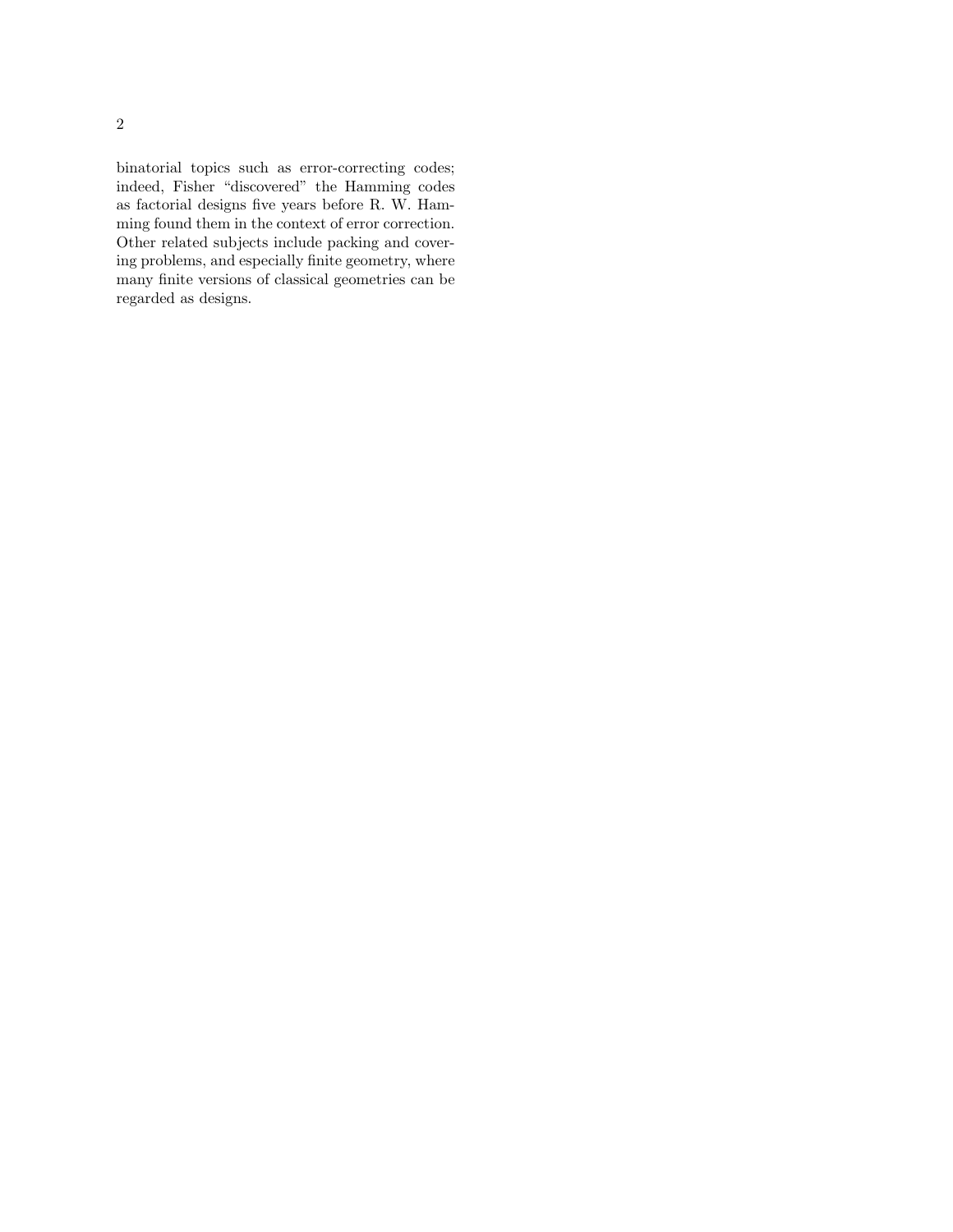binatorial topics such as error-correcting codes; indeed, Fisher "discovered" the Hamming codes as factorial designs five years before R. W. Hamming found them in the context of error correction. Other related subjects include packing and covering problems, and especially finite geometry, where many finite versions of classical geometries can be regarded as designs.